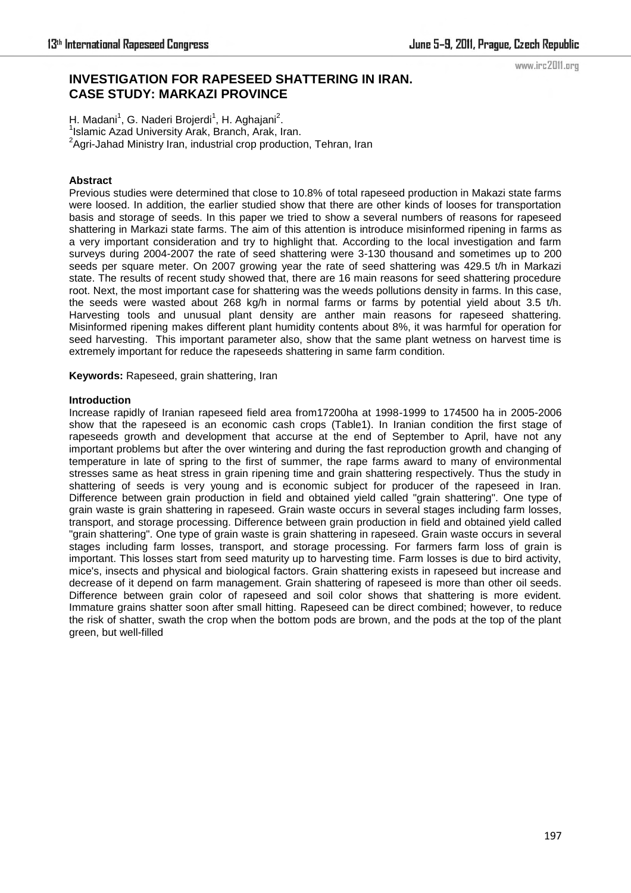# INVESTIGATION FOR RAPESEED SHATTERING IN IRAN. CASE STUDY: MARKAZI PROVINCE

H. Madani[1], G. Naderi Brojerdi[1], H. Aghajani[2].

[1]Islamic Azad University Arak, Branch, Arak, Iran.

[2]Agri-Jahad Ministry Iran, industrial crop production, Tehran, Iran

## Abstract

Previous studies were determined that close to 10.8% of total rapeseed production in Makazi state farms were loosed. In addition, the earlier studied show that there are other kinds of looses for transportation basis and storage of seeds. In this paper we tried to show a several numbers of reasons for rapeseed shattering in Markazi state farms. The aim of this attention is introduce misinformed ripening in farms as a very important consideration and try to highlight that. According to the local investigation and farm surveys during 2004-2007 the rate of seed shattering were 3-130 thousand and sometimes up to 200 seeds per square meter. On 2007 growing year the rate of seed shattering was 429.5 t/h in Markazi state. The results of recent study showed that, there are 16 main reasons for seed shattering procedure root. Next, the most important case for shattering was the weeds pollutions density in farms. In this case, the seeds were wasted about 268 kg/h in normal farms or farms by potential yield about 3.5 t/h. Harvesting tools and unusual plant density are anther main reasons for rapeseed shattering. Misinformed ripening makes different plant humidity contents about 8%, it was harmful for operation for seed harvesting. This important parameter also, show that the same plant wetness on harvest time is extremely important for reduce the rapeseeds shattering in same farm condition.

**Keywords:** Rapeseed, grain shattering, Iran

## Introduction

Increase rapidly of Iranian rapeseed field area from17200ha at 1998-1999 to 174500 ha in 2005-2006 show that the rapeseed is an economic cash crops (Table1). In Iranian condition the first stage of rapeseeds growth and development that accurse at the end of September to April, have not any important problems but after the over wintering and during the fast reproduction growth and changing of temperature in late of spring to the first of summer, the rape farms award to many of environmental stresses same as heat stress in grain ripening time and grain shattering respectively. Thus the study in shattering of seeds is very young and is economic subject for producer of the rapeseed in Iran. Difference between grain production in field and obtained yield called "grain shattering". One type of grain waste is grain shattering in rapeseed. Grain waste occurs in several stages including farm losses, transport, and storage processing. Difference between grain production in field and obtained yield called "grain shattering". One type of grain waste is grain shattering in rapeseed. Grain waste occurs in several stages including farm losses, transport, and storage processing. For farmers farm loss of grain is important. This losses start from seed maturity up to harvesting time. Farm losses is due to bird activity, mice's, insects and physical and biological factors. Grain shattering exists in rapeseed but increase and decrease of it depend on farm management. Grain shattering of rapeseed is more than other oil seeds. Difference between grain color of rapeseed and soil color shows that shattering is more evident. Immature grains shatter soon after small hitting. Rapeseed can be direct combined; however, to reduce the risk of shatter, swath the crop when the bottom pods are brown, and the pods at the top of the plant green, but well-filled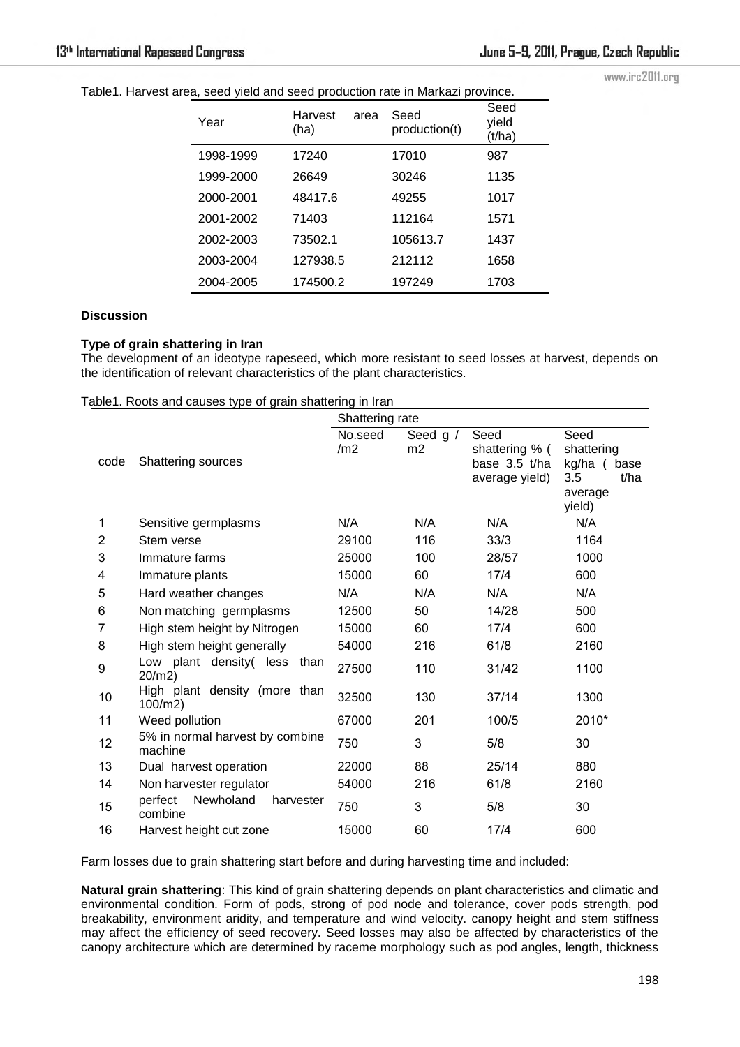Table1. Harvest area, seed yield and seed production rate in Markazi province.

| Year | Harvest area (ha) | Seed production(t) | Seed yield (t/ha) |
|---|---|---|---|
| 1998-1999 | 17240 | 17010 | 987 |
| 1999-2000 | 26649 | 30246 | 1135 |
| 2000-2001 | 48417.6 | 49255 | 1017 |
| 2001-2002 | 71403 | 112164 | 1571 |
| 2002-2003 | 73502.1 | 105613.7 | 1437 |
| 2003-2004 | 127938.5 | 212112 | 1658 |
| 2004-2005 | 174500.2 | 197249 | 1703 |

**Discussion**

**Type of grain shattering in Iran**

The development of an ideotype rapeseed, which more resistant to seed losses at harvest, depends on the identification of relevant characteristics of the plant characteristics.

Table1. Roots and causes type of grain shattering in Iran

| code | Shattering sources | Shattering rate | | | |
|---|---|---|---|---|---|
| | | No.seed /m2 | Seed g / m2 | Seed shattering % ( base 3.5 t/ha average yield) | Seed shattering kg/ha ( base 3.5 t/ha average yield) |
| 1 | Sensitive germplasms | N/A | N/A | N/A | N/A |
| 2 | Stem verse | 29100 | 116 | 33/3 | 1164 |
| 3 | Immature farms | 25000 | 100 | 28/57 | 1000 |
| 4 | Immature plants | 15000 | 60 | 17/4 | 600 |
| 5 | Hard weather changes | N/A | N/A | N/A | N/A |
| 6 | Non matching germplasms | 12500 | 50 | 14/28 | 500 |
| 7 | High stem height by Nitrogen | 15000 | 60 | 17/4 | 600 |
| 8 | High stem height generally | 54000 | 216 | 61/8 | 2160 |
| 9 | Low plant density( less than 20/m2) | 27500 | 110 | 31/42 | 1100 |
| 10 | High plant density (more than 100/m2) | 32500 | 130 | 37/14 | 1300 |
| 11 | Weed pollution | 67000 | 201 | 100/5 | 2010* |
| 12 | 5% in normal harvest by combine machine | 750 | 3 | 5/8 | 30 |
| 13 | Dual harvest operation | 22000 | 88 | 25/14 | 880 |
| 14 | Non harvester regulator | 54000 | 216 | 61/8 | 2160 |
| 15 | perfect Newholand harvester combine | 750 | 3 | 5/8 | 30 |
| 16 | Harvest height cut zone | 15000 | 60 | 17/4 | 600 |

Farm losses due to grain shattering start before and during harvesting time and included:

**Natural grain shattering**: This kind of grain shattering depends on plant characteristics and climatic and environmental condition. Form of pods, strong of pod node and tolerance, cover pods strength, pod breakability, environment aridity, and temperature and wind velocity. canopy height and stem stiffness may affect the efficiency of seed recovery. Seed losses may also be affected by characteristics of the canopy architecture which are determined by raceme morphology such as pod angles, length, thickness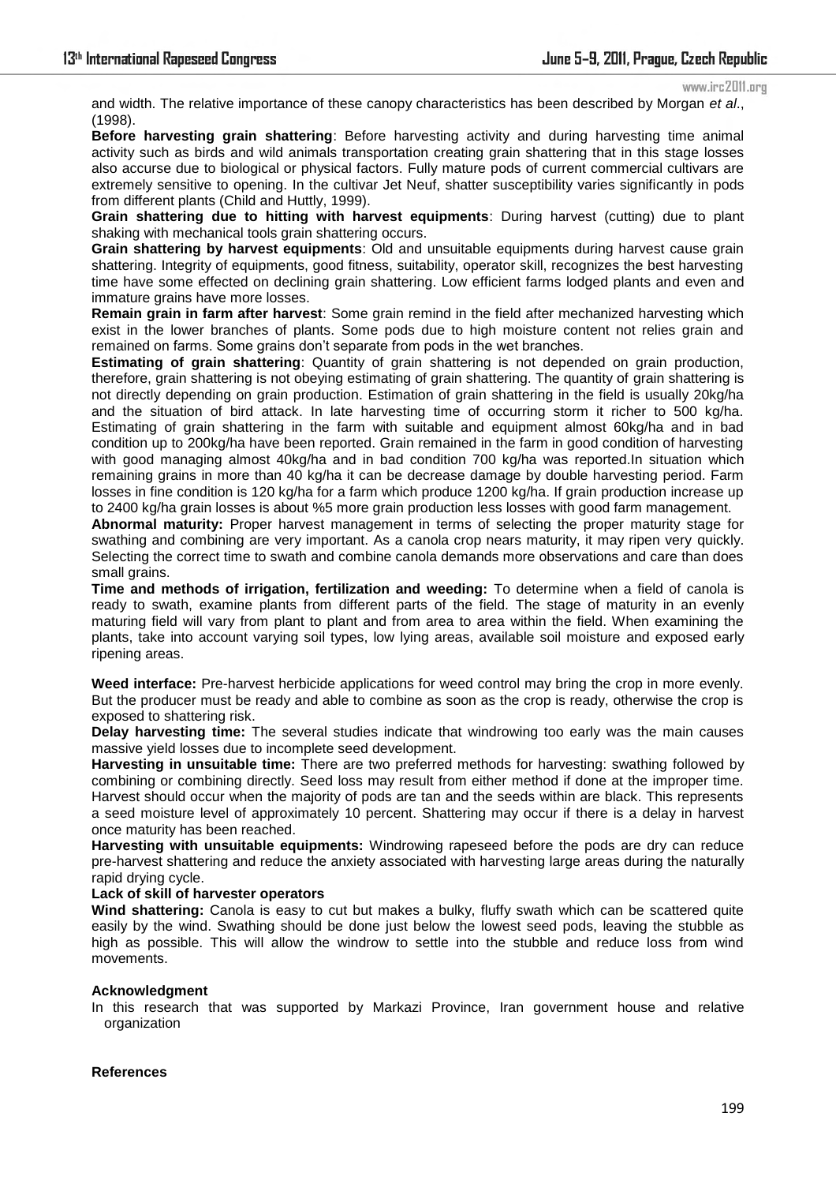and width. The relative importance of these canopy characteristics has been described by Morgan *et al*., (1998).

**Before harvesting grain shattering**: Before harvesting activity and during harvesting time animal activity such as birds and wild animals transportation creating grain shattering that in this stage losses also accurse due to biological or physical factors. Fully mature pods of current commercial cultivars are extremely sensitive to opening. In the cultivar Jet Neuf, shatter susceptibility varies significantly in pods from different plants (Child and Huttly, 1999).

**Grain shattering due to hitting with harvest equipments**: During harvest (cutting) due to plant shaking with mechanical tools grain shattering occurs.

**Grain shattering by harvest equipments**: Old and unsuitable equipments during harvest cause grain shattering. Integrity of equipments, good fitness, suitability, operator skill, recognizes the best harvesting time have some effected on declining grain shattering. Low efficient farms lodged plants and even and immature grains have more losses.

**Remain grain in farm after harvest**: Some grain remind in the field after mechanized harvesting which exist in the lower branches of plants. Some pods due to high moisture content not relies grain and remained on farms. Some grains don't separate from pods in the wet branches.

**Estimating of grain shattering**: Quantity of grain shattering is not depended on grain production, therefore, grain shattering is not obeying estimating of grain shattering. The quantity of grain shattering is not directly depending on grain production. Estimation of grain shattering in the field is usually 20kg/ha and the situation of bird attack. In late harvesting time of occurring storm it richer to 500 kg/ha. Estimating of grain shattering in the farm with suitable and equipment almost 60kg/ha and in bad condition up to 200kg/ha have been reported. Grain remained in the farm in good condition of harvesting with good managing almost 40kg/ha and in bad condition 700 kg/ha was reported.In situation which remaining grains in more than 40 kg/ha it can be decrease damage by double harvesting period. Farm losses in fine condition is 120 kg/ha for a farm which produce 1200 kg/ha. If grain production increase up to 2400 kg/ha grain losses is about %5 more grain production less losses with good farm management.

**Abnormal maturity:** Proper harvest management in terms of selecting the proper maturity stage for swathing and combining are very important. As a canola crop nears maturity, it may ripen very quickly. Selecting the correct time to swath and combine canola demands more observations and care than does small grains.

**Time and methods of irrigation, fertilization and weeding:** To determine when a field of canola is ready to swath, examine plants from different parts of the field. The stage of maturity in an evenly maturing field will vary from plant to plant and from area to area within the field. When examining the plants, take into account varying soil types, low lying areas, available soil moisture and exposed early ripening areas.

**Weed interface:** Pre-harvest herbicide applications for weed control may bring the crop in more evenly. But the producer must be ready and able to combine as soon as the crop is ready, otherwise the crop is exposed to shattering risk.

**Delay harvesting time:** The several studies indicate that windrowing too early was the main causes massive yield losses due to incomplete seed development.

**Harvesting in unsuitable time:** There are two preferred methods for harvesting: swathing followed by combining or combining directly. Seed loss may result from either method if done at the improper time. Harvest should occur when the majority of pods are tan and the seeds within are black. This represents a seed moisture level of approximately 10 percent. Shattering may occur if there is a delay in harvest once maturity has been reached.

**Harvesting with unsuitable equipments:** Windrowing rapeseed before the pods are dry can reduce pre-harvest shattering and reduce the anxiety associated with harvesting large areas during the naturally rapid drying cycle.

**Lack of skill of harvester operators**

**Wind shattering:** Canola is easy to cut but makes a bulky, fluffy swath which can be scattered quite easily by the wind. Swathing should be done just below the lowest seed pods, leaving the stubble as high as possible. This will allow the windrow to settle into the stubble and reduce loss from wind movements.

## Acknowledgment

In this research that was supported by Markazi Province, Iran government house and relative organization

## References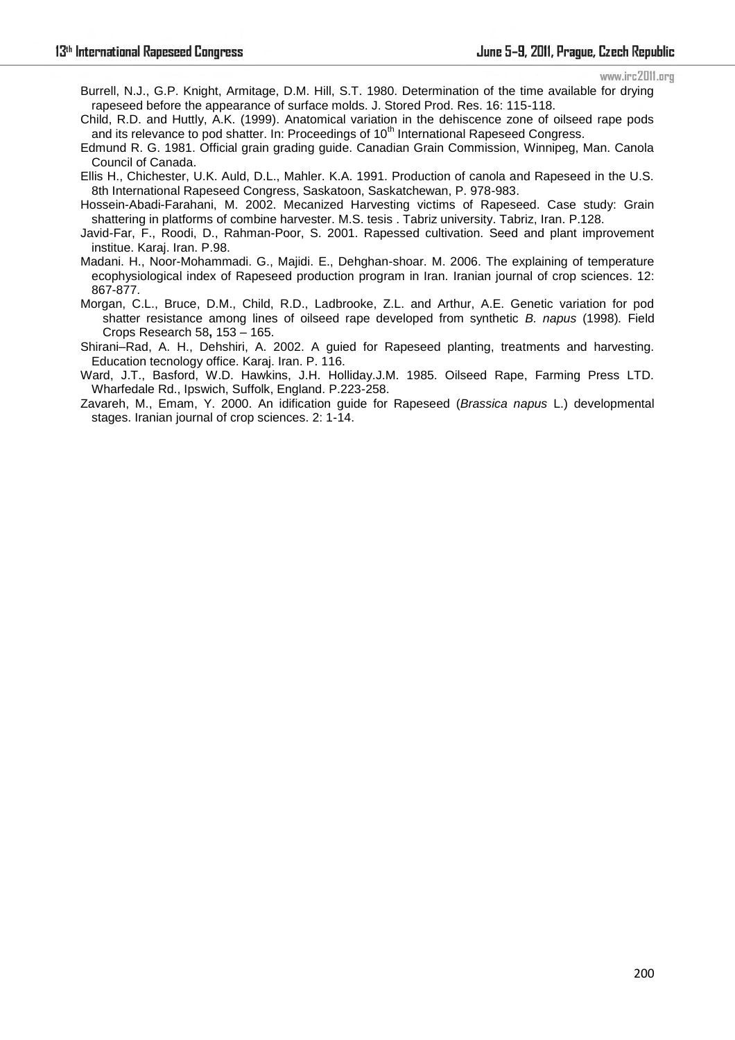Burrell, N.J., G.P. Knight, Armitage, D.M. Hill, S.T. 1980. Determination of the time available for drying rapeseed before the appearance of surface molds. J. Stored Prod. Res. 16: 115-118.

Child, R.D. and Huttly, A.K. (1999). Anatomical variation in the dehiscence zone of oilseed rape pods and its relevance to pod shatter. In: Proceedings of 10$^{th}$ International Rapeseed Congress.

Edmund R. G. 1981. Official grain grading guide. Canadian Grain Commission, Winnipeg, Man. Canola Council of Canada.

Ellis H., Chichester, U.K. Auld, D.L., Mahler. K.A. 1991. Production of canola and Rapeseed in the U.S. 8th International Rapeseed Congress, Saskatoon, Saskatchewan, P. 978-983.

Hossein-Abadi-Farahani, M. 2002. Mecanized Harvesting victims of Rapeseed. Case study: Grain shattering in platforms of combine harvester. M.S. tesis . Tabriz university. Tabriz, Iran. P.128.

Javid-Far, F., Roodi, D., Rahman-Poor, S. 2001. Rapessed cultivation. Seed and plant improvement institue. Karaj. Iran. P.98.

Madani. H., Noor-Mohammadi. G., Majidi. E., Dehghan-shoar. M. 2006. The explaining of temperature ecophysiological index of Rapeseed production program in Iran. Iranian journal of crop sciences. 12: 867-877.

Morgan, C.L., Bruce, D.M., Child, R.D., Ladbrooke, Z.L. and Arthur, A.E. Genetic variation for pod shatter resistance among lines of oilseed rape developed from synthetic *B. napus* (1998). Field Crops Research 58**,** 153 – 165.

Shirani–Rad, A. H., Dehshiri, A. 2002. A guied for Rapeseed planting, treatments and harvesting. Education tecnology office. Karaj. Iran. P. 116.

Ward, J.T., Basford, W.D. Hawkins, J.H. Holliday.J.M. 1985. Oilseed Rape, Farming Press LTD. Wharfedale Rd., Ipswich, Suffolk, England. P.223-258.

Zavareh, M., Emam, Y. 2000. An idification guide for Rapeseed (*Brassica napus* L.) developmental stages. Iranian journal of crop sciences. 2: 1-14.